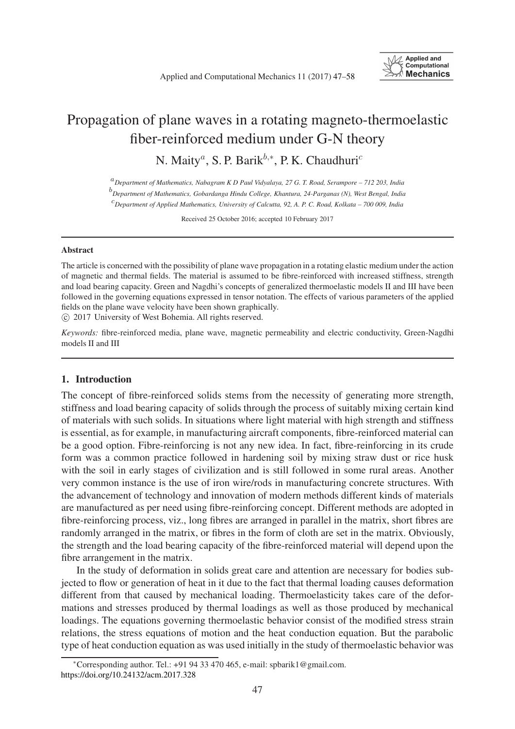# Propagation of plane waves in a rotating magneto-thermoelastic fiber-reinforced medium under G-N theory

N. Maity[a], S. P. Barik[b,*], P. K. Chaudhuri[c]

[a]*Department of Mathematics, Nabagram K D Paul Vidyalaya, 27 G. T. Road, Serampore – 712 203, India*

[b]*Department of Mathematics, Gobardanga Hindu College, Khantura, 24-Parganas (N), West Bengal, India*

[c]*Department of Applied Mathematics, University of Calcutta, 92, A. P. C. Road, Kolkata – 700 009, India*

Received 25 October 2016; accepted 10 February 2017

#### Abstract

The article is concerned with the possibility of plane wave propagation in a rotating elastic medium under the action of magnetic and thermal fields. The material is assumed to be fibre-reinforced with increased stiffness, strength and load bearing capacity. Green and Nagdhi's concepts of generalized thermoelastic models II and III have been followed in the governing equations expressed in tensor notation. The effects of various parameters of the applied fields on the plane wave velocity have been shown graphically.

© 2017 University of West Bohemia. All rights reserved.

*Keywords:* fibre-reinforced media, plane wave, magnetic permeability and electric conductivity, Green-Nagdhi models II and III

## 1. Introduction

The concept of fibre-reinforced solids stems from the necessity of generating more strength, stiffness and load bearing capacity of solids through the process of suitably mixing certain kind of materials with such solids. In situations where light material with high strength and stiffness is essential, as for example, in manufacturing aircraft components, fibre-reinforced material can be a good option. Fibre-reinforcing is not any new idea. In fact, fibre-reinforcing in its crude form was a common practice followed in hardening soil by mixing straw dust or rice husk with the soil in early stages of civilization and is still followed in some rural areas. Another very common instance is the use of iron wire/rods in manufacturing concrete structures. With the advancement of technology and innovation of modern methods different kinds of materials are manufactured as per need using fibre-reinforcing concept. Different methods are adopted in fibre-reinforcing process, viz., long fibres are arranged in parallel in the matrix, short fibres are randomly arranged in the matrix, or fibres in the form of cloth are set in the matrix. Obviously, the strength and the load bearing capacity of the fibre-reinforced material will depend upon the fibre arrangement in the matrix.

In the study of deformation in solids great care and attention are necessary for bodies subjected to flow or generation of heat in it due to the fact that thermal loading causes deformation different from that caused by mechanical loading. Thermoelasticity takes care of the deformations and stresses produced by thermal loadings as well as those produced by mechanical loadings. The equations governing thermoelastic behavior consist of the modified stress strain relations, the stress equations of motion and the heat conduction equation. But the parabolic type of heat conduction equation as was used initially in the study of thermoelastic behavior was

*Corresponding author. Tel.: +91 94 33 470 465, e-mail: spbarik1@gmail.com.
https://doi.org/10.24132/acm.2017.328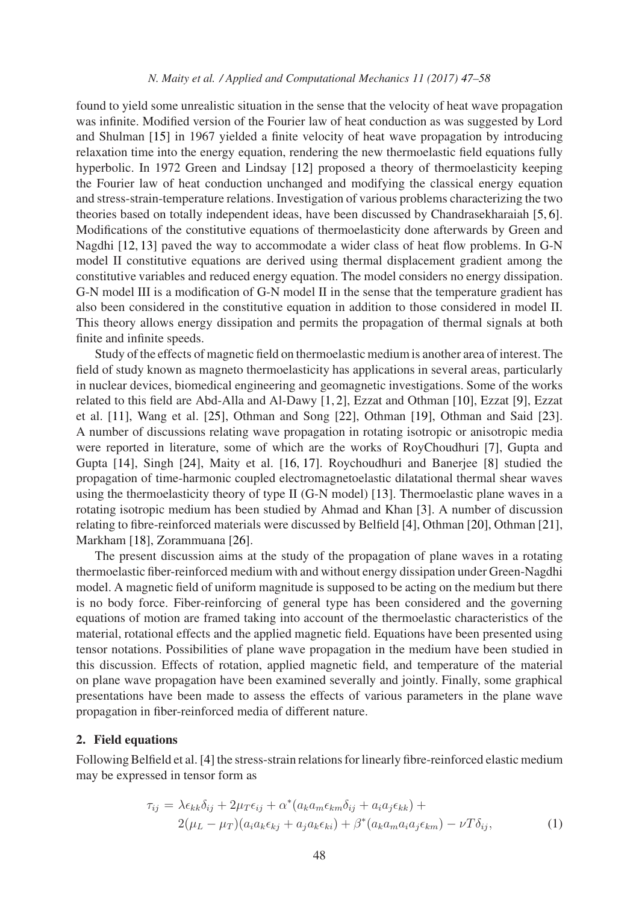found to yield some unrealistic situation in the sense that the velocity of heat wave propagation was infinite. Modified version of the Fourier law of heat conduction as was suggested by Lord and Shulman [15] in 1967 yielded a finite velocity of heat wave propagation by introducing relaxation time into the energy equation, rendering the new thermoelastic field equations fully hyperbolic. In 1972 Green and Lindsay [12] proposed a theory of thermoelasticity keeping the Fourier law of heat conduction unchanged and modifying the classical energy equation and stress-strain-temperature relations. Investigation of various problems characterizing the two theories based on totally independent ideas, have been discussed by Chandrasekharaiah [5, 6]. Modifications of the constitutive equations of thermoelasticity done afterwards by Green and Nagdhi [12, 13] paved the way to accommodate a wider class of heat flow problems. In G-N model II constitutive equations are derived using thermal displacement gradient among the constitutive variables and reduced energy equation. The model considers no energy dissipation. G-N model III is a modification of G-N model II in the sense that the temperature gradient has also been considered in the constitutive equation in addition to those considered in model II. This theory allows energy dissipation and permits the propagation of thermal signals at both finite and infinite speeds.

Study of the effects of magnetic field on thermoelastic medium is another area of interest. The field of study known as magneto thermoelasticity has applications in several areas, particularly in nuclear devices, biomedical engineering and geomagnetic investigations. Some of the works related to this field are Abd-Alla and Al-Dawy [1, 2], Ezzat and Othman [10], Ezzat [9], Ezzat et al. [11], Wang et al. [25], Othman and Song [22], Othman [19], Othman and Said [23]. A number of discussions relating wave propagation in rotating isotropic or anisotropic media were reported in literature, some of which are the works of RoyChoudhuri [7], Gupta and Gupta [14], Singh [24], Maity et al. [16, 17]. Roychoudhuri and Banerjee [8] studied the propagation of time-harmonic coupled electromagnetoelastic dilatational thermal shear waves using the thermoelasticity theory of type II (G-N model) [13]. Thermoelastic plane waves in a rotating isotropic medium has been studied by Ahmad and Khan [3]. A number of discussion relating to fibre-reinforced materials were discussed by Belfield [4], Othman [20], Othman [21], Markham [18], Zorammuana [26].

The present discussion aims at the study of the propagation of plane waves in a rotating thermoelastic fiber-reinforced medium with and without energy dissipation under Green-Nagdhi model. A magnetic field of uniform magnitude is supposed to be acting on the medium but there is no body force. Fiber-reinforcing of general type has been considered and the governing equations of motion are framed taking into account of the thermoelastic characteristics of the material, rotational effects and the applied magnetic field. Equations have been presented using tensor notations. Possibilities of plane wave propagation in the medium have been studied in this discussion. Effects of rotation, applied magnetic field, and temperature of the material on plane wave propagation have been examined severally and jointly. Finally, some graphical presentations have been made to assess the effects of various parameters in the plane wave propagation in fiber-reinforced media of different nature.

## 2. Field equations

Following Belfield et al. [4] the stress-strain relations for linearly fibre-reinforced elastic medium may be expressed in tensor form as

$$
\begin{aligned}
\tau_{ij} = {} & \lambda \epsilon_{kk}\delta_{ij} + 2\mu_T \epsilon_{ij} + \alpha^*(a_k a_m \epsilon_{km}\delta_{ij} + a_i a_j \epsilon_{kk}) + \\
& 2(\mu_L - \mu_T)(a_i a_k \epsilon_{kj} + a_j a_k \epsilon_{ki}) + \beta^*(a_k a_m a_i a_j \epsilon_{km}) - \nu T \delta_{ij},
\end{aligned} \tag{1}
$$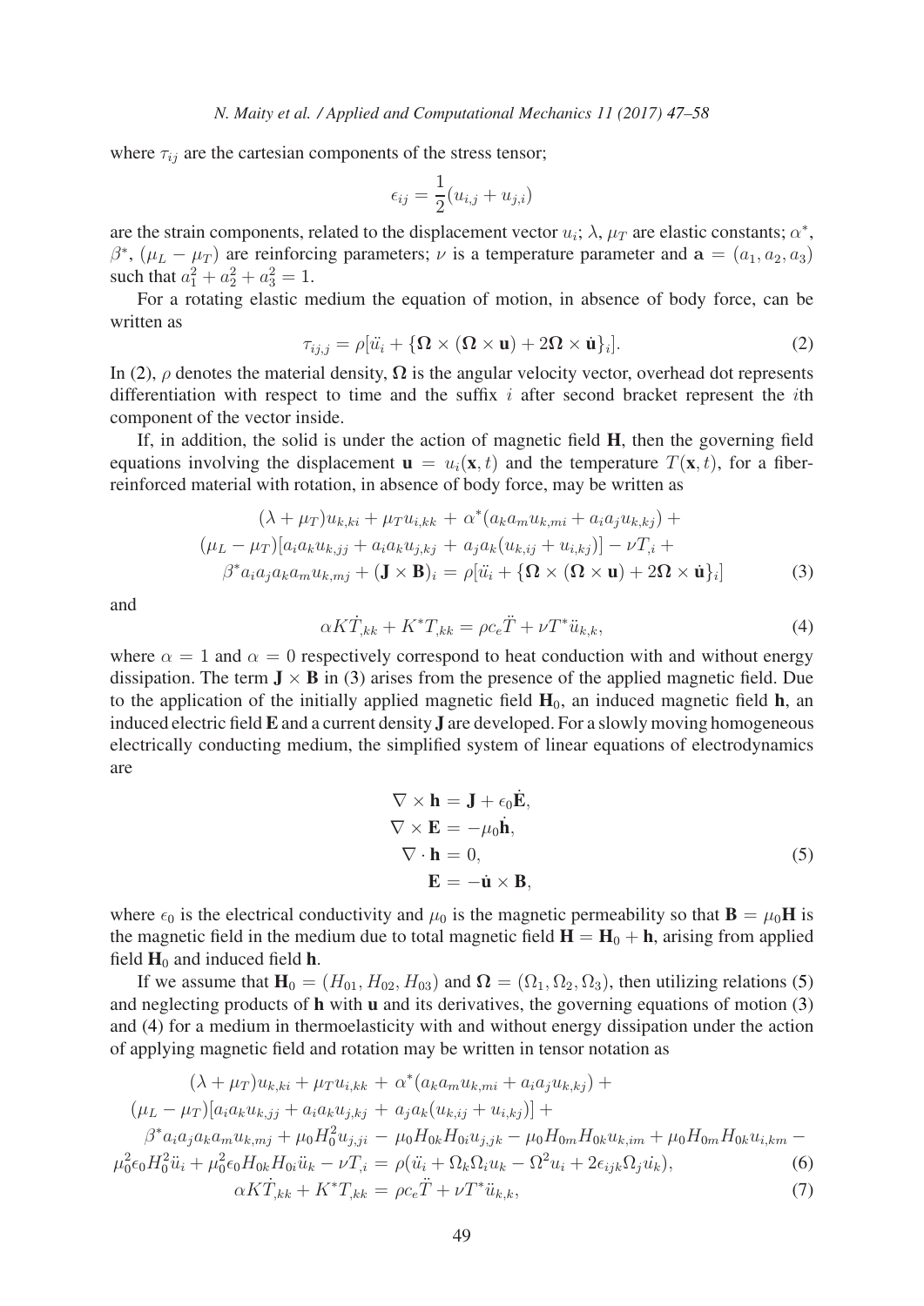where $\tau_{ij}$ are the cartesian components of the stress tensor;

$$\epsilon_{ij} = \frac{1}{2}(u_{i,j} + u_{j,i})$$

are the strain components, related to the displacement vector $u_i$; $\lambda$, $\mu_T$ are elastic constants; $\alpha^*$, $\beta^*$, $(\mu_L - \mu_T)$ are reinforcing parameters; $\nu$ is a temperature parameter and $\mathbf{a} = (a_1, a_2, a_3)$ such that $a_1^2 + a_2^2 + a_3^2 = 1$.

For a rotating elastic medium the equation of motion, in absence of body force, can be written as

$$\tau_{ij,j} = \rho[\ddot{u}_i + \{\mathbf{\Omega} \times (\mathbf{\Omega} \times \mathbf{u}) + 2\mathbf{\Omega} \times \dot{\mathbf{u}}\}_i]. \tag{2}$$

In (2), $\rho$ denotes the material density, $\mathbf{\Omega}$ is the angular velocity vector, overhead dot represents differentiation with respect to time and the suffix $i$ after second bracket represent the $i$th component of the vector inside.

If, in addition, the solid is under the action of magnetic field $\mathbf{H}$, then the governing field equations involving the displacement $\mathbf{u} = u_i(\mathbf{x}, t)$ and the temperature $T(\mathbf{x}, t)$, for a fiber-reinforced material with rotation, in absence of body force, may be written as

$$\begin{aligned}
&(\lambda + \mu_T)u_{k,ki} + \mu_T u_{i,kk} + \alpha^*(a_k a_m u_{k,mi} + a_i a_j u_{k,kj}) + \\
&(\mu_L - \mu_T)[a_i a_k u_{k,jj} + a_i a_k u_{j,kj} + a_j a_k (u_{k,ij} + u_{i,kj})] - \nu T_{,i} + \\
&\beta^* a_i a_j a_k a_m u_{k,mj} + (\mathbf{J} \times \mathbf{B})_i = \rho[\ddot{u}_i + \{\mathbf{\Omega} \times (\mathbf{\Omega} \times \mathbf{u}) + 2\mathbf{\Omega} \times \dot{\mathbf{u}}\}_i]
\end{aligned} \tag{3}$$

and

$$\alpha K \dot{T}_{,kk} + K^* T_{,kk} = \rho c_e \ddot{T} + \nu T^* \ddot{u}_{k,k}, \tag{4}$$

where $\alpha = 1$ and $\alpha = 0$ respectively correspond to heat conduction with and without energy dissipation. The term $\mathbf{J} \times \mathbf{B}$ in (3) arises from the presence of the applied magnetic field. Due to the application of the initially applied magnetic field $\mathbf{H}_0$, an induced magnetic field $\mathbf{h}$, an induced electric field $\mathbf{E}$ and a current density $\mathbf{J}$ are developed. For a slowly moving homogeneous electrically conducting medium, the simplified system of linear equations of electrodynamics are

$$\begin{aligned}
\nabla \times \mathbf{h} &= \mathbf{J} + \epsilon_0 \dot{\mathbf{E}}, \\
\nabla \times \mathbf{E} &= -\mu_0 \dot{\mathbf{h}}, \\
\nabla \cdot \mathbf{h} &= 0, \\
\mathbf{E} &= -\dot{\mathbf{u}} \times \mathbf{B},
\end{aligned} \tag{5}$$

where $\epsilon_0$ is the electrical conductivity and $\mu_0$ is the magnetic permeability so that $\mathbf{B} = \mu_0 \mathbf{H}$ is the magnetic field in the medium due to total magnetic field $\mathbf{H} = \mathbf{H}_0 + \mathbf{h}$, arising from applied field $\mathbf{H}_0$ and induced field $\mathbf{h}$.

If we assume that $\mathbf{H}_0 = (H_{01}, H_{02}, H_{03})$ and $\mathbf{\Omega} = (\Omega_1, \Omega_2, \Omega_3)$, then utilizing relations (5) and neglecting products of $\mathbf{h}$ with $\mathbf{u}$ and its derivatives, the governing equations of motion (3) and (4) for a medium in thermoelasticity with and without energy dissipation under the action of applying magnetic field and rotation may be written in tensor notation as

$$\begin{aligned}
&(\lambda + \mu_T)u_{k,ki} + \mu_T u_{i,kk} + \alpha^*(a_k a_m u_{k,mi} + a_i a_j u_{k,kj}) + \\
&(\mu_L - \mu_T)[a_i a_k u_{k,jj} + a_i a_k u_{j,kj} + a_j a_k (u_{k,ij} + u_{i,kj})] + \\
&\beta^* a_i a_j a_k a_m u_{k,mj} + \mu_0 H_0^2 u_{j,ji} - \mu_0 H_{0k} H_{0i} u_{j,jk} - \mu_0 H_{0m} H_{0k} u_{k,im} + \mu_0 H_{0m} H_{0k} u_{i,km} - \\
&\mu_0^2 \epsilon_0 H_0^2 \ddot{u}_i + \mu_0^2 \epsilon_0 H_{0k} H_{0i} \ddot{u}_k - \nu T_{,i} = \rho(\ddot{u}_i + \Omega_k \Omega_i u_k - \Omega^2 u_i + 2\epsilon_{ijk} \Omega_j \dot{u}_k),
\end{aligned} \tag{6}$$

$$\alpha K \dot{T}_{,kk} + K^* T_{,kk} = \rho c_e \ddot{T} + \nu T^* \ddot{u}_{k,k}, \tag{7}$$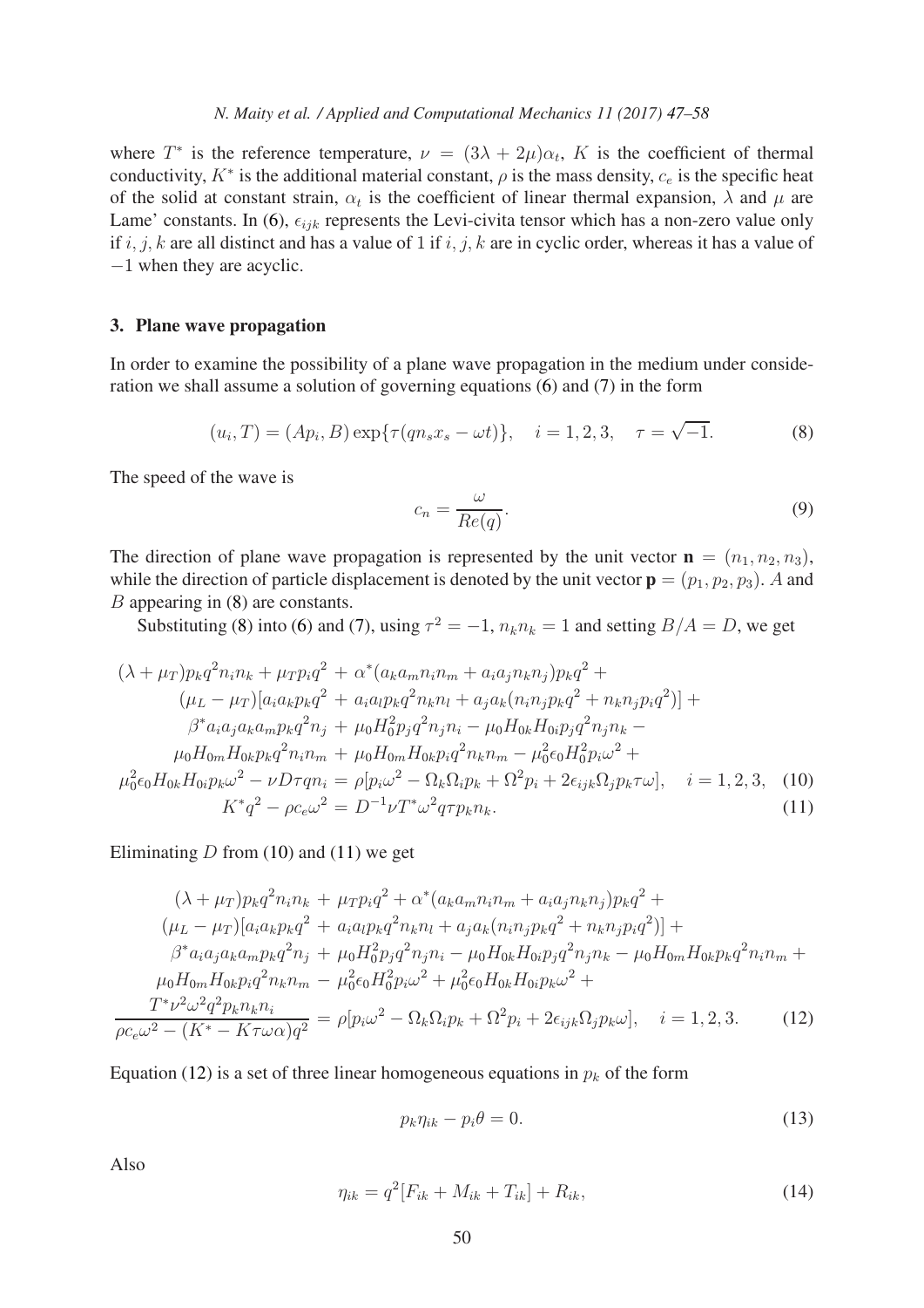where $T^*$ is the reference temperature, $\nu = (3\lambda + 2\mu)\alpha_t$, $K$ is the coefficient of thermal conductivity, $K^*$ is the additional material constant, $\rho$ is the mass density, $c_e$ is the specific heat of the solid at constant strain, $\alpha_t$ is the coefficient of linear thermal expansion, $\lambda$ and $\mu$ are Lame' constants. In (6), $\epsilon_{ijk}$ represents the Levi-civita tensor which has a non-zero value only if $i, j, k$ are all distinct and has a value of 1 if $i, j, k$ are in cyclic order, whereas it has a value of $-1$ when they are acyclic.

## 3. Plane wave propagation

In order to examine the possibility of a plane wave propagation in the medium under consideration we shall assume a solution of governing equations (6) and (7) in the form

$$(u_i, T) = (Ap_i, B)\exp\{\tau(qn_s x_s - \omega t)\}, \quad i = 1, 2, 3, \quad \tau = \sqrt{-1}. \tag{8}$$

The speed of the wave is

$$c_n = \frac{\omega}{Re(q)}. \tag{9}$$

The direction of plane wave propagation is represented by the unit vector $\mathbf{n} = (n_1, n_2, n_3)$, while the direction of particle displacement is denoted by the unit vector $\mathbf{p} = (p_1, p_2, p_3)$. $A$ and $B$ appearing in (8) are constants.

Substituting (8) into (6) and (7), using $\tau^2 = -1$, $n_k n_k = 1$ and setting $B/A = D$, we get

$$\begin{aligned}
&(\lambda + \mu_T)p_k q^2 n_i n_k + \mu_T p_i q^2 + \alpha^*(a_k a_m n_i n_m + a_i a_j n_k n_j)p_k q^2 + \\
&\quad (\mu_L - \mu_T)[a_i a_k p_k q^2 + a_i a_l p_k q^2 n_k n_l + a_j a_k(n_i n_j p_k q^2 + n_k n_j p_i q^2)] + \\
&\quad \beta^* a_i a_j a_k a_m p_k q^2 n_j + \mu_0 H_0^2 p_j q^2 n_j n_i - \mu_0 H_{0k} H_{0i} p_j q^2 n_j n_k - \\
&\quad \mu_0 H_{0m} H_{0k} p_k q^2 n_i n_m + \mu_0 H_{0m} H_{0k} p_i q^2 n_k n_m - \mu_0^2 \epsilon_0 H_0^2 p_i \omega^2 + \\
&\mu_0^2 \epsilon_0 H_{0k} H_{0i} p_k \omega^2 - \nu D \tau q n_i = \rho[p_i \omega^2 - \Omega_k \Omega_i p_k + \Omega^2 p_i + 2\epsilon_{ijk}\Omega_j p_k \tau\omega], \quad i = 1, 2, 3, \quad (10)\\
&\qquad K^* q^2 - \rho c_e \omega^2 = D^{-1}\nu T^* \omega^2 q \tau p_k n_k. \quad (11)
\end{aligned}$$

Eliminating $D$ from (10) and (11) we get

$$\begin{aligned}
&(\lambda + \mu_T)p_k q^2 n_i n_k + \mu_T p_i q^2 + \alpha^*(a_k a_m n_i n_m + a_i a_j n_k n_j)p_k q^2 + \\
&(\mu_L - \mu_T)[a_i a_k p_k q^2 + a_i a_l p_k q^2 n_k n_l + a_j a_k(n_i n_j p_k q^2 + n_k n_j p_i q^2)] + \\
&\quad \beta^* a_i a_j a_k a_m p_k q^2 n_j + \mu_0 H_0^2 p_j q^2 n_j n_i - \mu_0 H_{0k} H_{0i} p_j q^2 n_j n_k - \mu_0 H_{0m} H_{0k} p_k q^2 n_i n_m + \\
&\mu_0 H_{0m} H_{0k} p_i q^2 n_k n_m - \mu_0^2 \epsilon_0 H_0^2 p_i \omega^2 + \mu_0^2 \epsilon_0 H_{0k} H_{0i} p_k \omega^2 + \\
&\frac{T^* \nu^2 \omega^2 q^2 p_k n_k n_i}{\rho c_e \omega^2 - (K^* - K\tau\omega\alpha)q^2} = \rho[p_i \omega^2 - \Omega_k \Omega_i p_k + \Omega^2 p_i + 2\epsilon_{ijk}\Omega_j p_k \omega], \quad i = 1, 2, 3. \quad (12)
\end{aligned}$$

Equation (12) is a set of three linear homogeneous equations in $p_k$ of the form

$$p_k \eta_{ik} - p_i \theta = 0. \tag{13}$$

Also

$$\eta_{ik} = q^2[F_{ik} + M_{ik} + T_{ik}] + R_{ik}, \tag{14}$$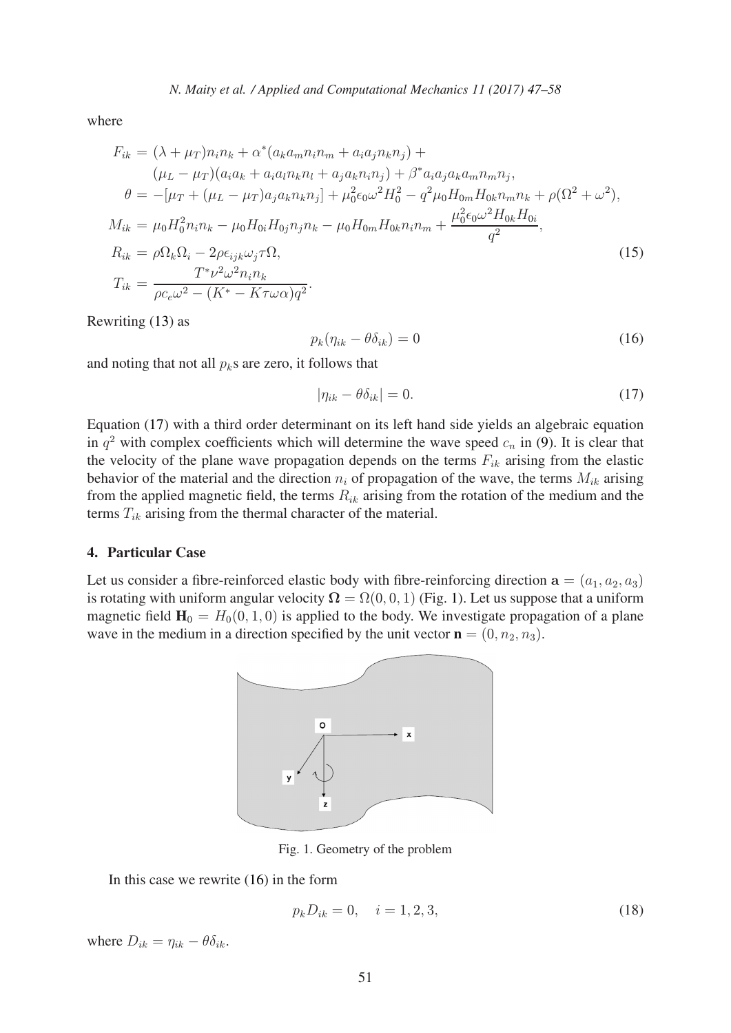where

$$
\begin{aligned}
F_{ik} &= (\lambda + \mu_T) n_i n_k + \alpha^* (a_k a_m n_i n_m + a_i a_j n_k n_j) + \\
&\quad (\mu_L - \mu_T)(a_i a_k + a_i a_l n_k n_l + a_j a_k n_i n_j) + \beta^* a_i a_j a_k a_m n_m n_j, \\
\theta &= -[\mu_T + (\mu_L - \mu_T) a_j a_k n_k n_j] + \mu_0^2 \epsilon_0 \omega^2 H_0^2 - q^2 \mu_0 H_{0m} H_{0k} n_m n_k + \rho(\Omega^2 + \omega^2), \\
M_{ik} &= \mu_0 H_0^2 n_i n_k - \mu_0 H_{0i} H_{0j} n_j n_k - \mu_0 H_{0m} H_{0k} n_i n_m + \frac{\mu_0^2 \epsilon_0 \omega^2 H_{0k} H_{0i}}{q^2}, \\
R_{ik} &= \rho \Omega_k \Omega_i - 2\rho \epsilon_{ijk} \omega_j \tau \Omega, \\
T_{ik} &= \frac{T^* \nu^2 \omega^2 n_i n_k}{\rho c_e \omega^2 - (K^* - K \tau \omega \alpha) q^2}.
\end{aligned}
\tag{15}
$$

Rewriting (13) as

$$
p_k(\eta_{ik} - \theta \delta_{ik}) = 0 \tag{16}
$$

and noting that not all $p_k$s are zero, it follows that

$$
|\eta_{ik} - \theta \delta_{ik}| = 0. \tag{17}
$$

Equation (17) with a third order determinant on its left hand side yields an algebraic equation in $q^2$ with complex coefficients which will determine the wave speed $c_n$ in (9). It is clear that the velocity of the plane wave propagation depends on the terms $F_{ik}$ arising from the elastic behavior of the material and the direction $n_i$ of propagation of the wave, the terms $M_{ik}$ arising from the applied magnetic field, the terms $R_{ik}$ arising from the rotation of the medium and the terms $T_{ik}$ arising from the thermal character of the material.

## 4. Particular Case

Let us consider a fibre-reinforced elastic body with fibre-reinforcing direction $\mathbf{a} = (a_1, a_2, a_3)$ is rotating with uniform angular velocity $\mathbf{\Omega} = \Omega(0, 0, 1)$ (Fig. 1). Let us suppose that a uniform magnetic field $\mathbf{H}_0 = H_0(0, 1, 0)$ is applied to the body. We investigate propagation of a plane wave in the medium in a direction specified by the unit vector $\mathbf{n} = (0, n_2, n_3)$.

Fig. 1. Geometry of the problem

In this case we rewrite (16) in the form

$$
p_k D_{ik} = 0, \quad i = 1, 2, 3, \tag{18}
$$

where $D_{ik} = \eta_{ik} - \theta \delta_{ik}$.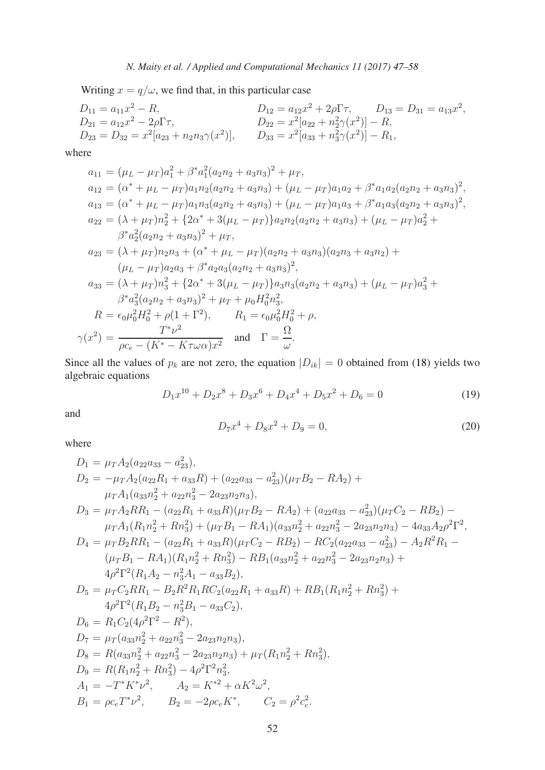Writing $x = q/\omega$, we find that, in this particular case

$$
\begin{aligned}
D_{11} &= a_{11}x^2 - R, & D_{12} &= a_{12}x^2 + 2\rho\Gamma\tau, \qquad D_{13} = D_{31} = a_{13}x^2,\\
D_{21} &= a_{12}x^2 - 2\rho\Gamma\tau, & D_{22} &= x^2[a_{22} + n_2^2\gamma(x^2)] - R,\\
D_{23} &= D_{32} = x^2[a_{23} + n_2 n_3\gamma(x^2)], & D_{33} &= x^2[a_{33} + n_3^2\gamma(x^2)] - R_1,
\end{aligned}
$$

where

$$
\begin{aligned}
a_{11} &= (\mu_L - \mu_T)a_1^2 + \beta^* a_1^2(a_2n_2 + a_3n_3)^2 + \mu_T,\\
a_{12} &= (\alpha^* + \mu_L - \mu_T)a_1n_2(a_2n_2 + a_3n_3) + (\mu_L - \mu_T)a_1a_2 + \beta^* a_1a_2(a_2n_2 + a_3n_3)^2,\\
a_{13} &= (\alpha^* + \mu_L - \mu_T)a_1n_3(a_2n_2 + a_3n_3) + (\mu_L - \mu_T)a_1a_3 + \beta^* a_1a_3(a_2n_2 + a_3n_3)^2,\\
a_{22} &= (\lambda + \mu_T)n_2^2 + \{2\alpha^* + 3(\mu_L - \mu_T)\}a_2n_2(a_2n_2 + a_3n_3) + (\mu_L - \mu_T)a_2^2 +\\
&\quad \beta^* a_2^2(a_2n_2 + a_3n_3)^2 + \mu_T,\\
a_{23} &= (\lambda + \mu_T)n_2n_3 + (\alpha^* + \mu_L - \mu_T)(a_2n_2 + a_3n_3)(a_2n_3 + a_3n_2) +\\
&\quad (\mu_L - \mu_T)a_2a_3 + \beta^* a_2a_3(a_2n_2 + a_3n_3)^2,\\
a_{33} &= (\lambda + \mu_T)n_3^2 + \{2\alpha^* + 3(\mu_L - \mu_T)\}a_3n_3(a_2n_2 + a_3n_3) + (\mu_L - \mu_T)a_3^2 +\\
&\quad \beta^* a_3^2(a_2n_2 + a_3n_3)^2 + \mu_T + \mu_0H_0^2n_3^2,\\
R &= \epsilon_0\mu_0^2H_0^2 + \rho(1 + \Gamma^2), \qquad R_1 = \epsilon_0\mu_0^2H_0^2 + \rho,\\
\gamma(x^2) &= \frac{T^*\nu^2}{\rho c_e - (K^* - K\tau\omega\alpha)x^2} \quad \text{and} \quad \Gamma = \frac{\Omega}{\omega}.
\end{aligned}
$$

Since all the values of $p_k$ are not zero, the equation $|D_{ik}| = 0$ obtained from (18) yields two algebraic equations

$$
D_1x^{10} + D_2x^8 + D_3x^6 + D_4x^4 + D_5x^2 + D_6 = 0 \tag{19}
$$

and

$$
D_7x^4 + D_8x^2 + D_9 = 0, \tag{20}
$$

where

$$
\begin{aligned}
D_1 &= \mu_T A_2(a_{22}a_{33} - a_{23}^2),\\
D_2 &= -\mu_T A_2(a_{22}R_1 + a_{33}R) + (a_{22}a_{33} - a_{23}^2)(\mu_T B_2 - RA_2) +\\
&\quad \mu_T A_1(a_{33}n_2^2 + a_{22}n_3^2 - 2a_{23}n_2n_3),\\
D_3 &= \mu_T A_2RR_1 - (a_{22}R_1 + a_{33}R)(\mu_T B_2 - RA_2) + (a_{22}a_{33} - a_{23}^2)(\mu_T C_2 - RB_2) -\\
&\quad \mu_T A_1(R_1n_2^2 + Rn_3^2) + (\mu_T B_1 - RA_1)(a_{33}n_2^2 + a_{22}n_3^2 - 2a_{23}n_2n_3) - 4a_{33}A_2\rho^2\Gamma^2,\\
D_4 &= \mu_T B_2RR_1 - (a_{22}R_1 + a_{33}R)(\mu_T C_2 - RB_2) - RC_2(a_{22}a_{33} - a_{23}^2) - A_2R^2R_1 -\\
&\quad (\mu_T B_1 - RA_1)(R_1n_2^2 + Rn_3^2) - RB_1(a_{33}n_2^2 + a_{22}n_3^2 - 2a_{23}n_2n_3) +\\
&\quad 4\rho^2\Gamma^2(R_1A_2 - n_3^2A_1 - a_{33}B_2),\\
D_5 &= \mu_T C_2RR_1 - B_2R^2R_1RC_2(a_{22}R_1 + a_{33}R) + RB_1(R_1n_2^2 + Rn_3^2) +\\
&\quad 4\rho^2\Gamma^2(R_1B_2 - n_3^2B_1 - a_{33}C_2),\\
D_6 &= R_1C_2(4\rho^2\Gamma^2 - R^2),\\
D_7 &= \mu_T(a_{33}n_2^2 + a_{22}n_3^2 - 2a_{23}n_2n_3),\\
D_8 &= R(a_{33}n_2^2 + a_{22}n_3^2 - 2a_{23}n_2n_3) + \mu_T(R_1n_2^2 + Rn_3^2),\\
D_9 &= R(R_1n_2^2 + Rn_3^2) - 4\rho^2\Gamma^2n_3^2,\\
A_1 &= -T^*K^*\nu^2, \qquad A_2 = K^{*2} + \alpha K^2\omega^2,\\
B_1 &= \rho c_e T^*\nu^2, \qquad B_2 = -2\rho c_e K^*, \qquad C_2 = \rho^2c_e^2.
\end{aligned}
$$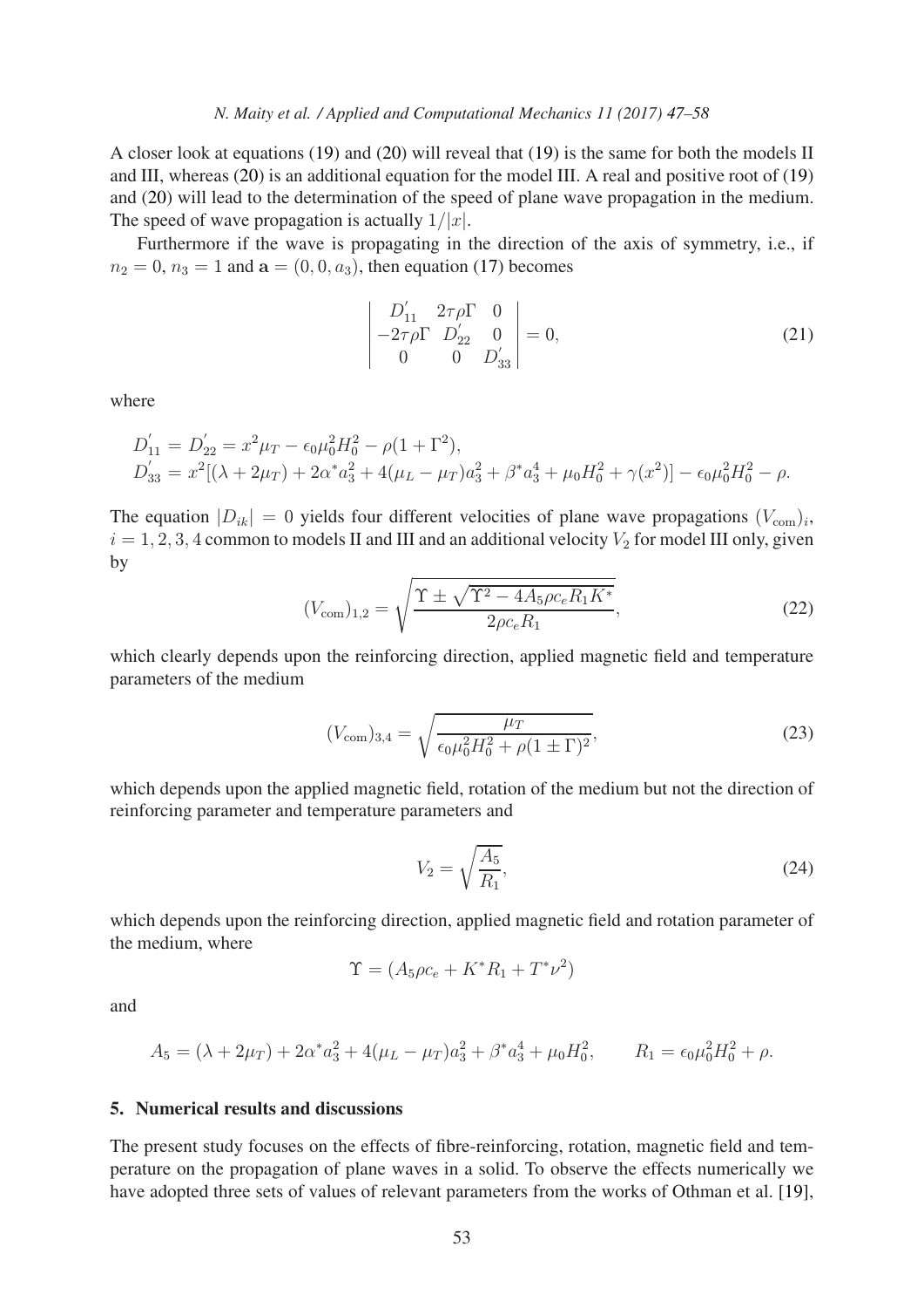A closer look at equations (19) and (20) will reveal that (19) is the same for both the models II and III, whereas (20) is an additional equation for the model III. A real and positive root of (19) and (20) will lead to the determination of the speed of plane wave propagation in the medium. The speed of wave propagation is actually $1/|x|$.

Furthermore if the wave is propagating in the direction of the axis of symmetry, i.e., if $n_2 = 0$, $n_3 = 1$ and $\mathbf{a} = (0, 0, a_3)$, then equation (17) becomes

$$\begin{vmatrix} D_{11}^{'} & 2\tau\rho\Gamma & 0 \\ -2\tau\rho\Gamma & D_{22}^{'} & 0 \\ 0 & 0 & D_{33}^{'} \end{vmatrix} = 0, \tag{21}$$

where

$$D_{11}^{'} = D_{22}^{'} = x^2\mu_T - \epsilon_0\mu_0^2 H_0^2 - \rho(1+\Gamma^2),$$
$$D_{33}^{'} = x^2[(\lambda + 2\mu_T) + 2\alpha^* a_3^2 + 4(\mu_L - \mu_T)a_3^2 + \beta^* a_3^4 + \mu_0 H_0^2 + \gamma(x^2)] - \epsilon_0\mu_0^2 H_0^2 - \rho.$$

The equation $|D_{ik}| = 0$ yields four different velocities of plane wave propagations $(V_{\text{com}})_i$, $i = 1, 2, 3, 4$ common to models II and III and an additional velocity $V_2$ for model III only, given by

$$(V_{\text{com}})_{1,2} = \sqrt{\frac{\Upsilon \pm \sqrt{\Upsilon^2 - 4A_5\rho c_e R_1 K^*}}{2\rho c_e R_1}}, \tag{22}$$

which clearly depends upon the reinforcing direction, applied magnetic field and temperature parameters of the medium

$$(V_{\text{com}})_{3,4} = \sqrt{\frac{\mu_T}{\epsilon_0\mu_0^2 H_0^2 + \rho(1 \pm \Gamma)^2}}, \tag{23}$$

which depends upon the applied magnetic field, rotation of the medium but not the direction of reinforcing parameter and temperature parameters and

$$V_2 = \sqrt{\frac{A_5}{R_1}}, \tag{24}$$

which depends upon the reinforcing direction, applied magnetic field and rotation parameter of the medium, where

$$\Upsilon = (A_5\rho c_e + K^* R_1 + T^*\nu^2)$$

and

$$A_5 = (\lambda + 2\mu_T) + 2\alpha^* a_3^2 + 4(\mu_L - \mu_T)a_3^2 + \beta^* a_3^4 + \mu_0 H_0^2, \qquad R_1 = \epsilon_0\mu_0^2 H_0^2 + \rho.$$

## 5. Numerical results and discussions

The present study focuses on the effects of fibre-reinforcing, rotation, magnetic field and temperature on the propagation of plane waves in a solid. To observe the effects numerically we have adopted three sets of values of relevant parameters from the works of Othman et al. [19],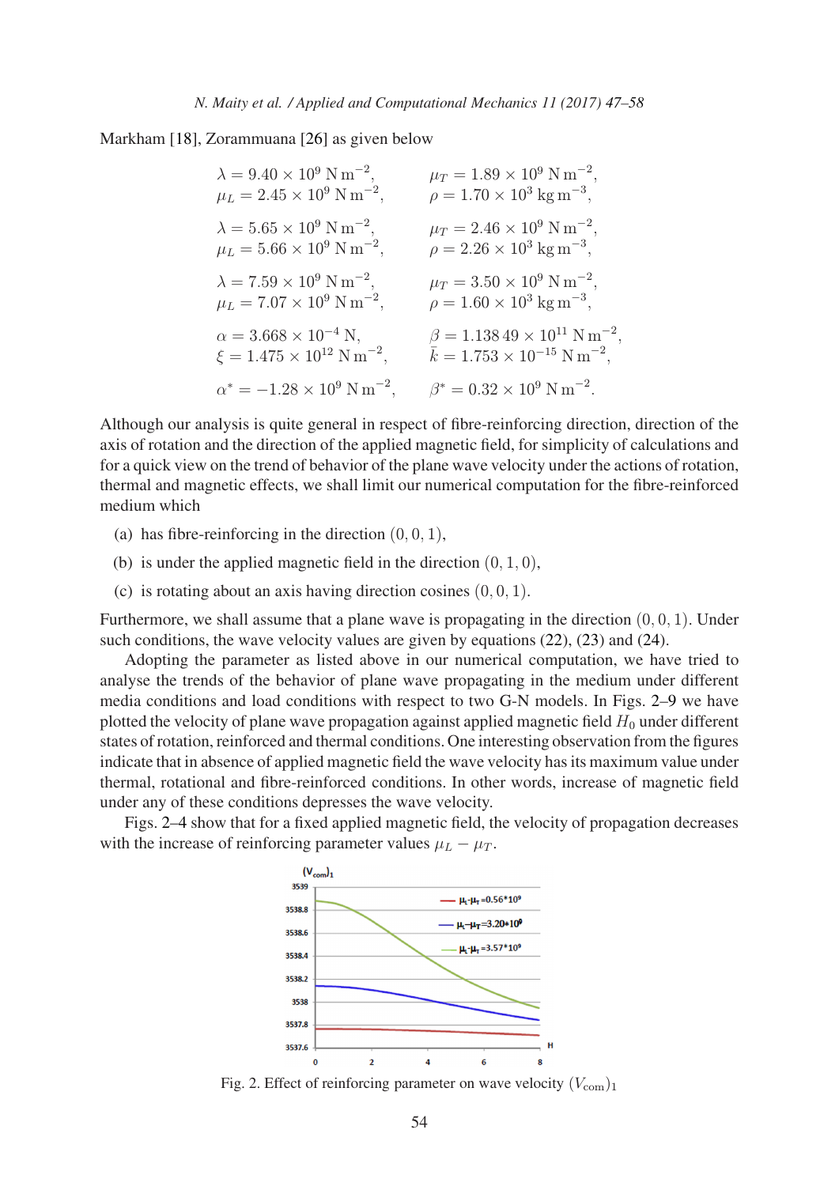Markham [18], Zorammuana [26] as given below

$$\lambda = 9.40 \times 10^9\ \mathrm{N\,m^{-2}}, \qquad \mu_T = 1.89 \times 10^9\ \mathrm{N\,m^{-2}},$$
$$\mu_L = 2.45 \times 10^9\ \mathrm{N\,m^{-2}}, \qquad \rho = 1.70 \times 10^3\ \mathrm{kg\,m^{-3}},$$

$$\lambda = 5.65 \times 10^9\ \mathrm{N\,m^{-2}}, \qquad \mu_T = 2.46 \times 10^9\ \mathrm{N\,m^{-2}},$$
$$\mu_L = 5.66 \times 10^9\ \mathrm{N\,m^{-2}}, \qquad \rho = 2.26 \times 10^3\ \mathrm{kg\,m^{-3}},$$

$$\lambda = 7.59 \times 10^9\ \mathrm{N\,m^{-2}}, \qquad \mu_T = 3.50 \times 10^9\ \mathrm{N\,m^{-2}},$$
$$\mu_L = 7.07 \times 10^9\ \mathrm{N\,m^{-2}}, \qquad \rho = 1.60 \times 10^3\ \mathrm{kg\,m^{-3}},$$

$$\alpha = 3.668 \times 10^{-4}\ \mathrm{N}, \qquad \beta = 1.138\,49 \times 10^{11}\ \mathrm{N\,m^{-2}},$$
$$\xi = 1.475 \times 10^{12}\ \mathrm{N\,m^{-2}}, \qquad \bar{k} = 1.753 \times 10^{-15}\ \mathrm{N\,m^{-2}},$$

$$\alpha^* = -1.28 \times 10^9\ \mathrm{N\,m^{-2}}, \qquad \beta^* = 0.32 \times 10^9\ \mathrm{N\,m^{-2}}.$$

Although our analysis is quite general in respect of fibre-reinforcing direction, direction of the axis of rotation and the direction of the applied magnetic field, for simplicity of calculations and for a quick view on the trend of behavior of the plane wave velocity under the actions of rotation, thermal and magnetic effects, we shall limit our numerical computation for the fibre-reinforced medium which

(a) has fibre-reinforcing in the direction $(0, 0, 1)$,

(b) is under the applied magnetic field in the direction $(0, 1, 0)$,

(c) is rotating about an axis having direction cosines $(0, 0, 1)$.

Furthermore, we shall assume that a plane wave is propagating in the direction $(0, 0, 1)$. Under such conditions, the wave velocity values are given by equations (22), (23) and (24).

Adopting the parameter as listed above in our numerical computation, we have tried to analyse the trends of the behavior of plane wave propagating in the medium under different media conditions and load conditions with respect to two G-N models. In Figs. 2–9 we have plotted the velocity of plane wave propagation against applied magnetic field $H_0$ under different states of rotation, reinforced and thermal conditions. One interesting observation from the figures indicate that in absence of applied magnetic field the wave velocity has its maximum value under thermal, rotational and fibre-reinforced conditions. In other words, increase of magnetic field under any of these conditions depresses the wave velocity.

Figs. 2–4 show that for a fixed applied magnetic field, the velocity of propagation decreases with the increase of reinforcing parameter values $\mu_L - \mu_T$.

Fig. 2. Effect of reinforcing parameter on wave velocity $(V_{\mathrm{com}})_1$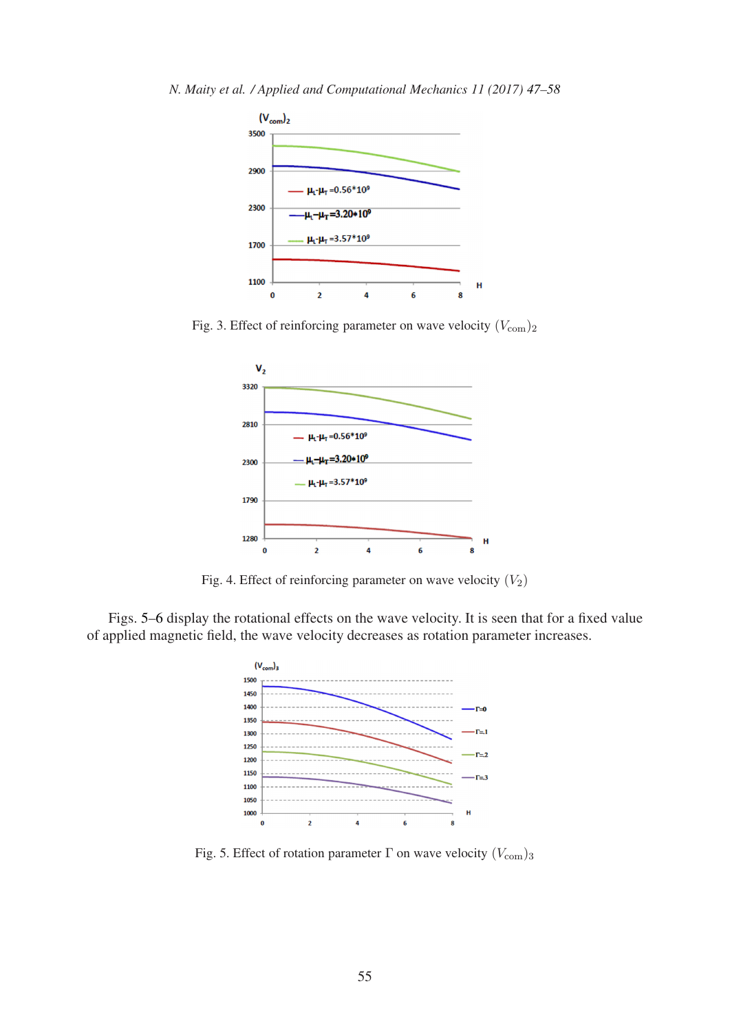Fig. 3. Effect of reinforcing parameter on wave velocity $(V_{\text{com}})_2$

Fig. 4. Effect of reinforcing parameter on wave velocity $(V_2)$

Figs. 5–6 display the rotational effects on the wave velocity. It is seen that for a fixed value of applied magnetic field, the wave velocity decreases as rotation parameter increases.

Fig. 5. Effect of rotation parameter $\Gamma$ on wave velocity $(V_{\text{com}})_3$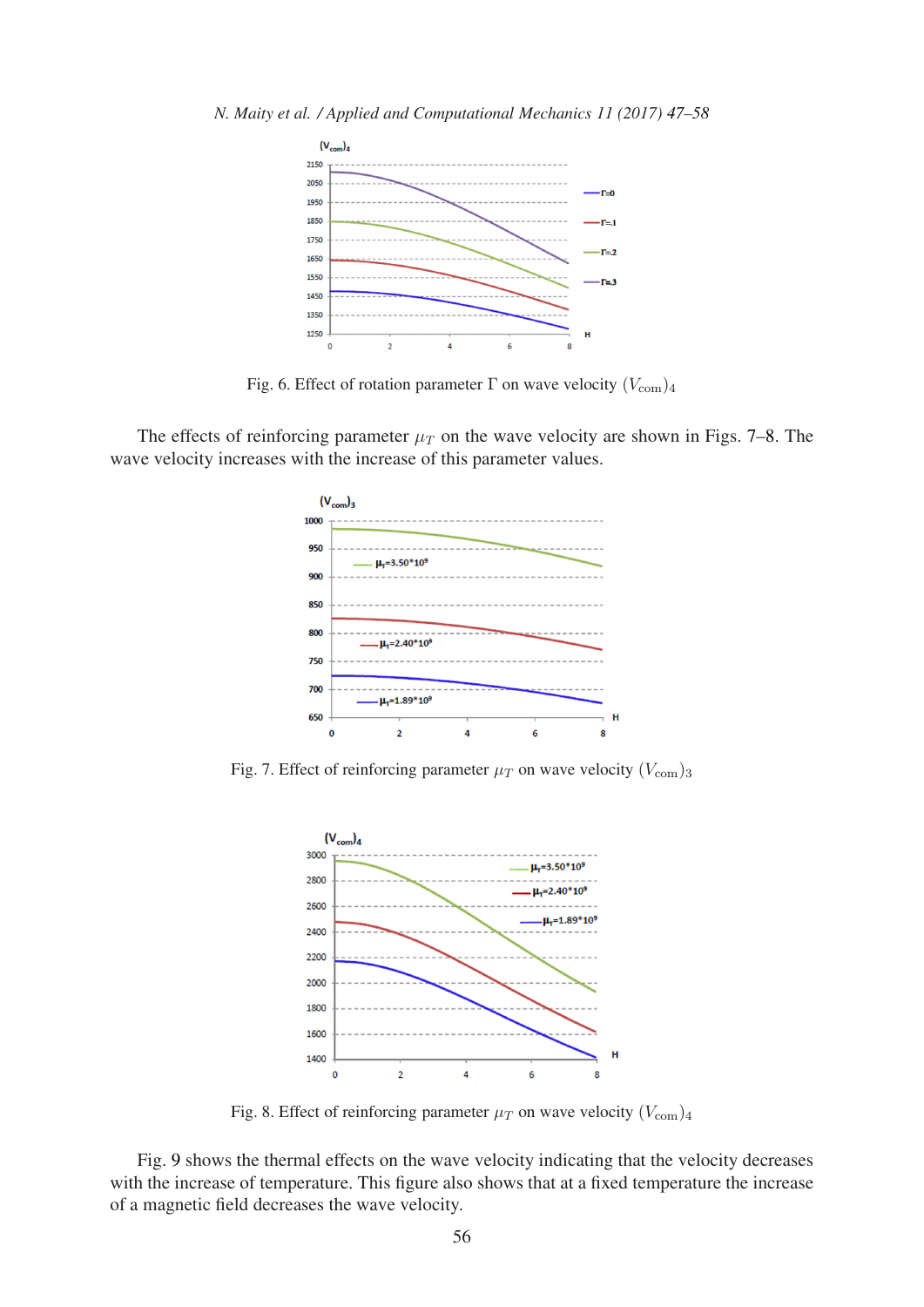Fig. 6. Effect of rotation parameter $\Gamma$ on wave velocity $(V_{\text{com}})_4$

The effects of reinforcing parameter $\mu_T$ on the wave velocity are shown in Figs. 7–8. The wave velocity increases with the increase of this parameter values.

Fig. 7. Effect of reinforcing parameter $\mu_T$ on wave velocity $(V_{\text{com}})_3$

Fig. 8. Effect of reinforcing parameter $\mu_T$ on wave velocity $(V_{\text{com}})_4$

Fig. 9 shows the thermal effects on the wave velocity indicating that the velocity decreases with the increase of temperature. This figure also shows that at a fixed temperature the increase of a magnetic field decreases the wave velocity.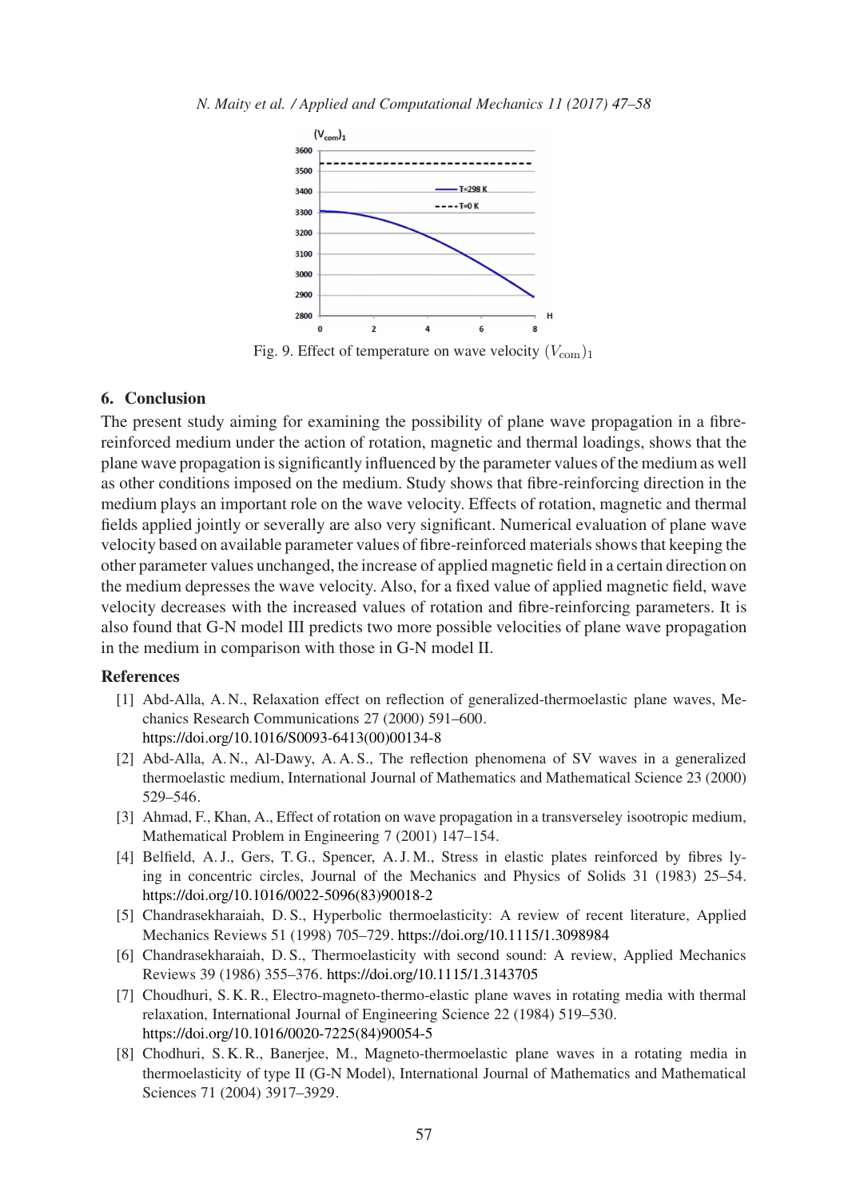Fig. 9. Effect of temperature on wave velocity $(V_{\rm com})_1$

## 6. Conclusion

The present study aiming for examining the possibility of plane wave propagation in a fibre-reinforced medium under the action of rotation, magnetic and thermal loadings, shows that the plane wave propagation is significantly influenced by the parameter values of the medium as well as other conditions imposed on the medium. Study shows that fibre-reinforcing direction in the medium plays an important role on the wave velocity. Effects of rotation, magnetic and thermal fields applied jointly or severally are also very significant. Numerical evaluation of plane wave velocity based on available parameter values of fibre-reinforced materials shows that keeping the other parameter values unchanged, the increase of applied magnetic field in a certain direction on the medium depresses the wave velocity. Also, for a fixed value of applied magnetic field, wave velocity decreases with the increased values of rotation and fibre-reinforcing parameters. It is also found that G-N model III predicts two more possible velocities of plane wave propagation in the medium in comparison with those in G-N model II.

## References

[1] Abd-Alla, A. N., Relaxation effect on reflection of generalized-thermoelastic plane waves, Mechanics Research Communications 27 (2000) 591–600. https://doi.org/10.1016/S0093-6413(00)00134-8

[2] Abd-Alla, A. N., Al-Dawy, A. A. S., The reflection phenomena of SV waves in a generalized thermoelastic medium, International Journal of Mathematics and Mathematical Science 23 (2000) 529–546.

[3] Ahmad, F., Khan, A., Effect of rotation on wave propagation in a transverseley isootropic medium, Mathematical Problem in Engineering 7 (2001) 147–154.

[4] Belfield, A. J., Gers, T. G., Spencer, A. J. M., Stress in elastic plates reinforced by fibres lying in concentric circles, Journal of the Mechanics and Physics of Solids 31 (1983) 25–54. https://doi.org/10.1016/0022-5096(83)90018-2

[5] Chandrasekharaiah, D. S., Hyperbolic thermoelasticity: A review of recent literature, Applied Mechanics Reviews 51 (1998) 705–729. https://doi.org/10.1115/1.3098984

[6] Chandrasekharaiah, D. S., Thermoelasticity with second sound: A review, Applied Mechanics Reviews 39 (1986) 355–376. https://doi.org/10.1115/1.3143705

[7] Choudhuri, S. K. R., Electro-magneto-thermo-elastic plane waves in rotating media with thermal relaxation, International Journal of Engineering Science 22 (1984) 519–530. https://doi.org/10.1016/0020-7225(84)90054-5

[8] Chodhuri, S. K. R., Banerjee, M., Magneto-thermoelastic plane waves in a rotating media in thermoelasticity of type II (G-N Model), International Journal of Mathematics and Mathematical Sciences 71 (2004) 3917–3929.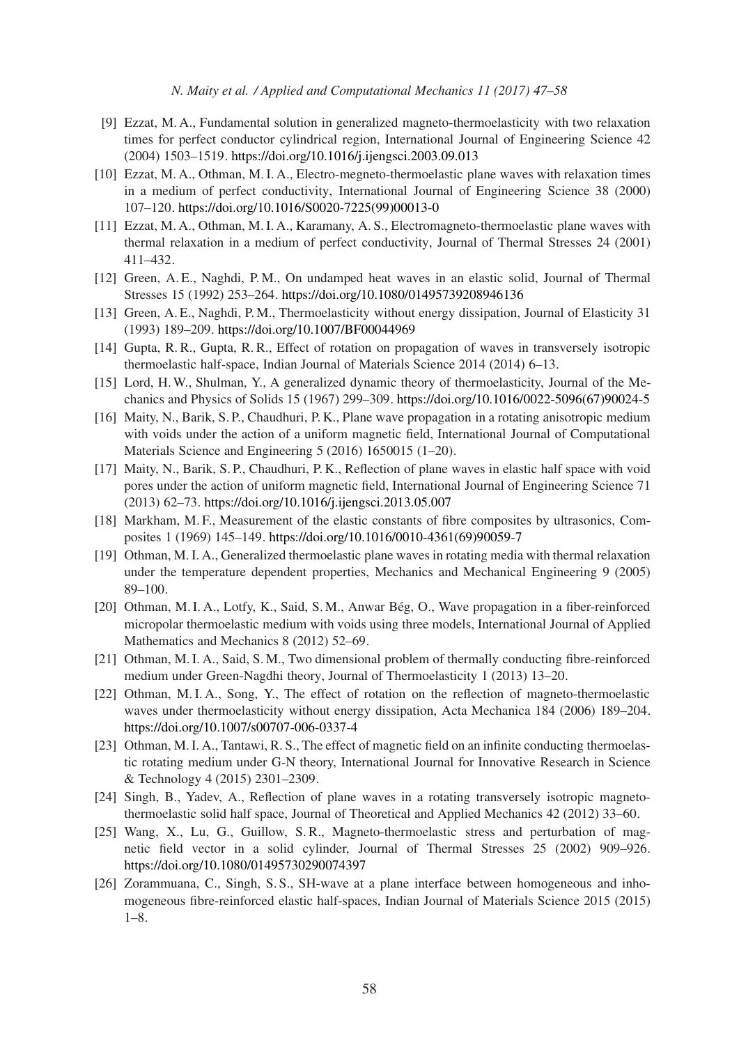[9] Ezzat, M. A., Fundamental solution in generalized magneto-thermoelasticity with two relaxation times for perfect conductor cylindrical region, International Journal of Engineering Science 42 (2004) 1503–1519. https://doi.org/10.1016/j.ijengsci.2003.09.013

[10] Ezzat, M. A., Othman, M. I. A., Electro-megneto-thermoelastic plane waves with relaxation times in a medium of perfect conductivity, International Journal of Engineering Science 38 (2000) 107–120. https://doi.org/10.1016/S0020-7225(99)00013-0

[11] Ezzat, M. A., Othman, M. I. A., Karamany, A. S., Electromagneto-thermoelastic plane waves with thermal relaxation in a medium of perfect conductivity, Journal of Thermal Stresses 24 (2001) 411–432.

[12] Green, A. E., Naghdi, P. M., On undamped heat waves in an elastic solid, Journal of Thermal Stresses 15 (1992) 253–264. https://doi.org/10.1080/01495739208946136

[13] Green, A. E., Naghdi, P. M., Thermoelasticity without energy dissipation, Journal of Elasticity 31 (1993) 189–209. https://doi.org/10.1007/BF00044969

[14] Gupta, R. R., Gupta, R. R., Effect of rotation on propagation of waves in transversely isotropic thermoelastic half-space, Indian Journal of Materials Science 2014 (2014) 6–13.

[15] Lord, H. W., Shulman, Y., A generalized dynamic theory of thermoelasticity, Journal of the Mechanics and Physics of Solids 15 (1967) 299–309. https://doi.org/10.1016/0022-5096(67)90024-5

[16] Maity, N., Barik, S. P., Chaudhuri, P. K., Plane wave propagation in a rotating anisotropic medium with voids under the action of a uniform magnetic field, International Journal of Computational Materials Science and Engineering 5 (2016) 1650015 (1–20).

[17] Maity, N., Barik, S. P., Chaudhuri, P. K., Reflection of plane waves in elastic half space with void pores under the action of uniform magnetic field, International Journal of Engineering Science 71 (2013) 62–73. https://doi.org/10.1016/j.ijengsci.2013.05.007

[18] Markham, M. F., Measurement of the elastic constants of fibre composites by ultrasonics, Composites 1 (1969) 145–149. https://doi.org/10.1016/0010-4361(69)90059-7

[19] Othman, M. I. A., Generalized thermoelastic plane waves in rotating media with thermal relaxation under the temperature dependent properties, Mechanics and Mechanical Engineering 9 (2005) 89–100.

[20] Othman, M. I. A., Lotfy, K., Said, S. M., Anwar Bég, O., Wave propagation in a fiber-reinforced micropolar thermoelastic medium with voids using three models, International Journal of Applied Mathematics and Mechanics 8 (2012) 52–69.

[21] Othman, M. I. A., Said, S. M., Two dimensional problem of thermally conducting fibre-reinforced medium under Green-Nagdhi theory, Journal of Thermoelasticity 1 (2013) 13–20.

[22] Othman, M. I. A., Song, Y., The effect of rotation on the reflection of magneto-thermoelastic waves under thermoelasticity without energy dissipation, Acta Mechanica 184 (2006) 189–204. https://doi.org/10.1007/s00707-006-0337-4

[23] Othman, M. I. A., Tantawi, R. S., The effect of magnetic field on an infinite conducting thermoelastic rotating medium under G-N theory, International Journal for Innovative Research in Science & Technology 4 (2015) 2301–2309.

[24] Singh, B., Yadev, A., Reflection of plane waves in a rotating transversely isotropic magneto-thermoelastic solid half space, Journal of Theoretical and Applied Mechanics 42 (2012) 33–60.

[25] Wang, X., Lu, G., Guillow, S. R., Magneto-thermoelastic stress and perturbation of magnetic field vector in a solid cylinder, Journal of Thermal Stresses 25 (2002) 909–926. https://doi.org/10.1080/01495730290074397

[26] Zorammuana, C., Singh, S. S., SH-wave at a plane interface between homogeneous and inhomogeneous fibre-reinforced elastic half-spaces, Indian Journal of Materials Science 2015 (2015) 1–8.